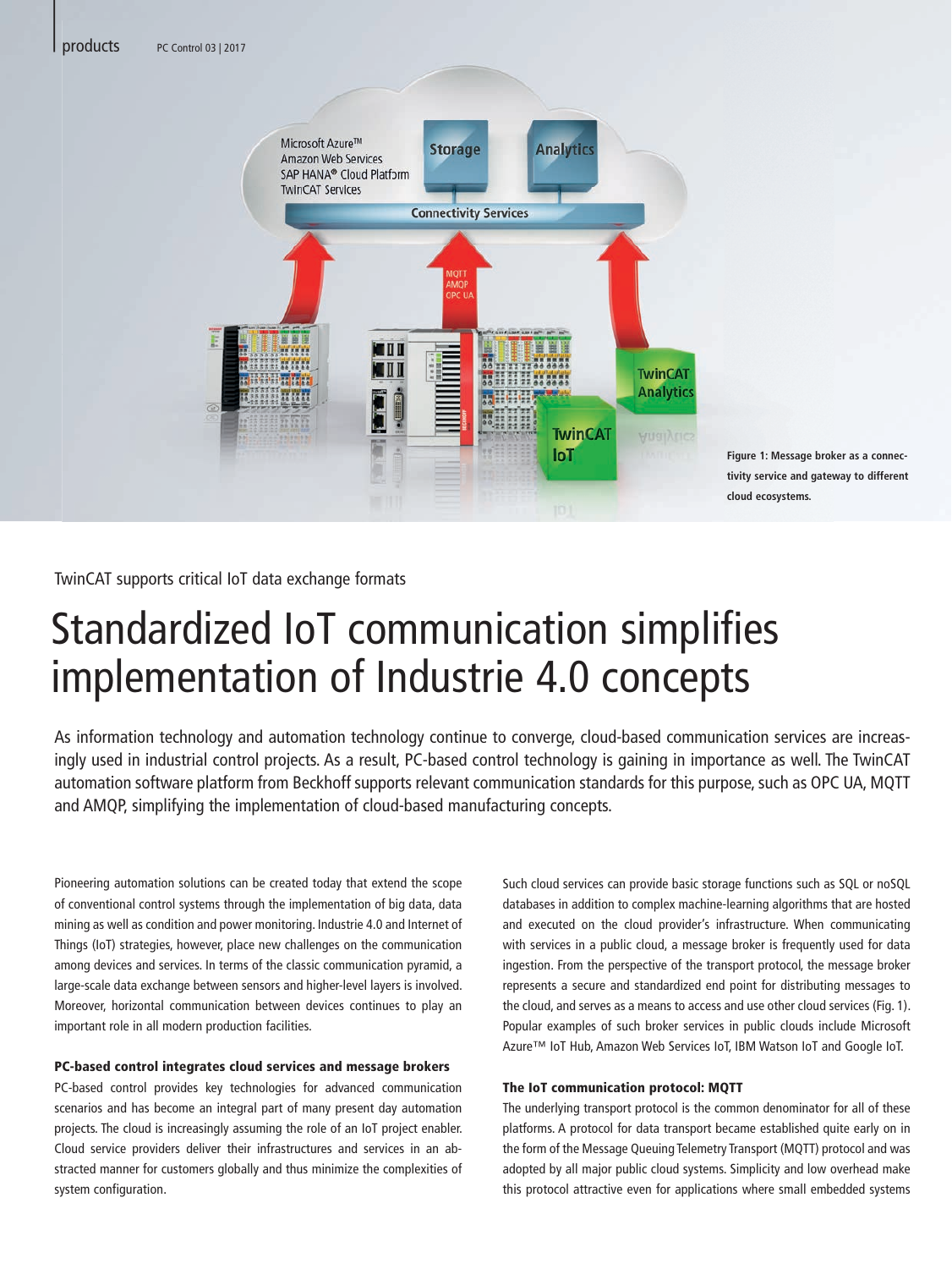Figure 1: Message broker as a connectivity service and gateway to different cloud ecosystems.

TwinCAT supports critical IoT data exchange formats

# Standardized IoT communication simplifies implementation of Industrie 4.0 concepts

As information technology and automation technology continue to converge, cloud-based communication services are increasingly used in industrial control projects. As a result, PC-based control technology is gaining in importance as well. The TwinCAT automation software platform from Beckhoff supports relevant communication standards for this purpose, such as OPC UA, MQTT and AMQP, simplifying the implementation of cloud-based manufacturing concepts.

Pioneering automation solutions can be created today that extend the scope of conventional control systems through the implementation of big data, data mining as well as condition and power monitoring. Industrie 4.0 and Internet of Things (IoT) strategies, however, place new challenges on the communication among devices and services. In terms of the classic communication pyramid, a large-scale data exchange between sensors and higher-level layers is involved. Moreover, horizontal communication between devices continues to play an important role in all modern production facilities.

#### PC-based control integrates cloud services and message brokers

PC-based control provides key technologies for advanced communication scenarios and has become an integral part of many present day automation projects. The cloud is increasingly assuming the role of an IoT project enabler. Cloud service providers deliver their infrastructures and services in an abstracted manner for customers globally and thus minimize the complexities of system configuration.

Such cloud services can provide basic storage functions such as SQL or noSQL databases in addition to complex machine-learning algorithms that are hosted and executed on the cloud provider's infrastructure. When communicating with services in a public cloud, a message broker is frequently used for data ingestion. From the perspective of the transport protocol, the message broker represents a secure and standardized end point for distributing messages to the cloud, and serves as a means to access and use other cloud services (Fig. 1). Popular examples of such broker services in public clouds include Microsoft Azure™ IoT Hub, Amazon Web Services IoT, IBM Watson IoT and Google IoT.

#### The IoT communication protocol: MQTT

The underlying transport protocol is the common denominator for all of these platforms. A protocol for data transport became established quite early on in the form of the Message Queuing Telemetry Transport (MQTT) protocol and was adopted by all major public cloud systems. Simplicity and low overhead make this protocol attractive even for applications where small embedded systems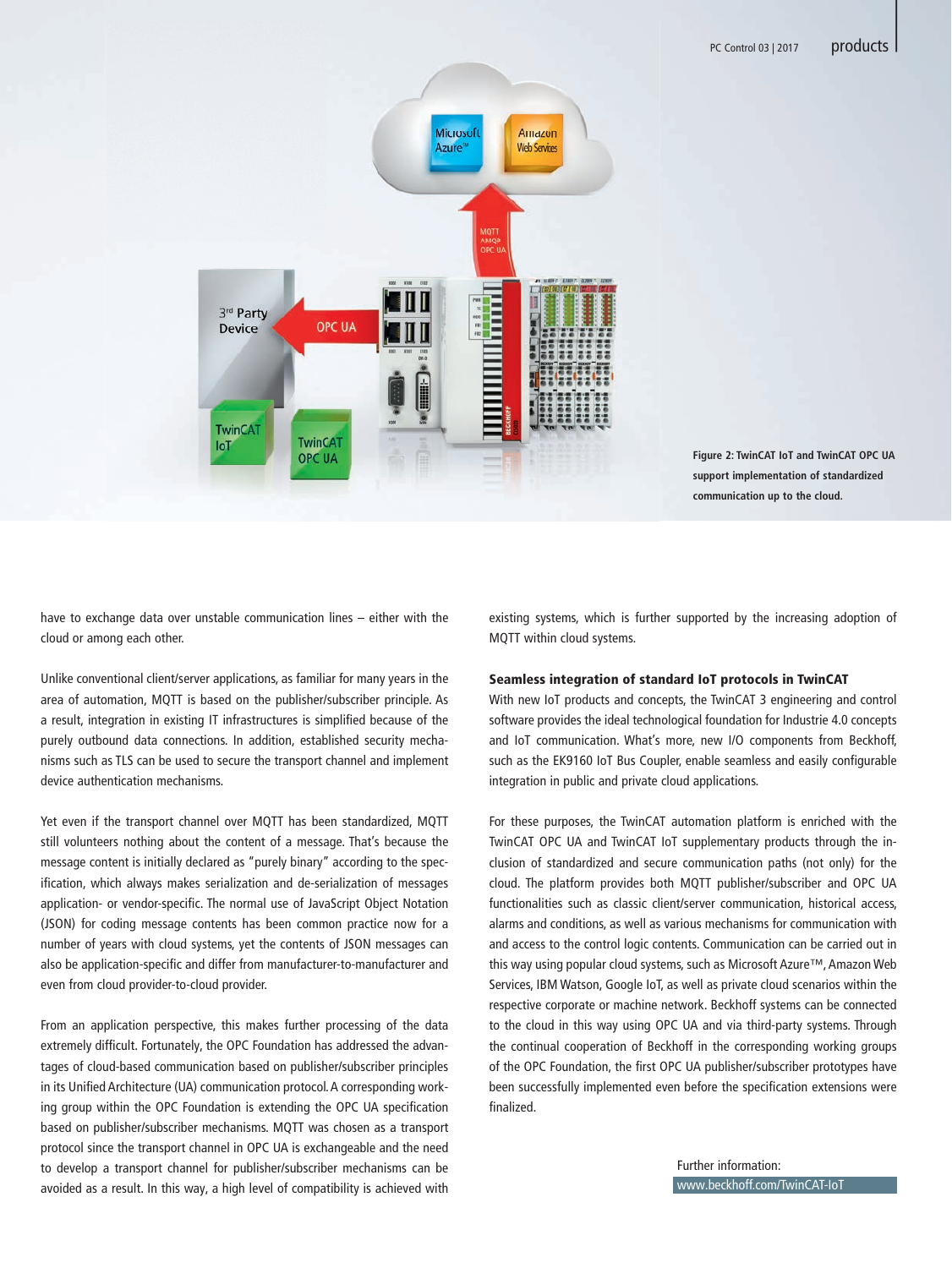Figure 2: TwinCAT IoT and TwinCAT OPC UA support implementation of standardized communication up to the cloud.

have to exchange data over unstable communication lines – either with the cloud or among each other.

Unlike conventional client/server applications, as familiar for many years in the area of automation, MQTT is based on the publisher/subscriber principle. As a result, integration in existing IT infrastructures is simplified because of the purely outbound data connections. In addition, established security mechanisms such as TLS can be used to secure the transport channel and implement device authentication mechanisms.

Yet even if the transport channel over MQTT has been standardized, MQTT still volunteers nothing about the content of a message. That's because the message content is initially declared as "purely binary" according to the specification, which always makes serialization and de-serialization of messages application- or vendor-specific. The normal use of JavaScript Object Notation (JSON) for coding message contents has been common practice now for a number of years with cloud systems, yet the contents of JSON messages can also be application-specific and differ from manufacturer-to-manufacturer and even from cloud provider-to-cloud provider.

From an application perspective, this makes further processing of the data extremely difficult. Fortunately, the OPC Foundation has addressed the advantages of cloud-based communication based on publisher/subscriber principles in its Unified Architecture (UA) communication protocol. A corresponding working group within the OPC Foundation is extending the OPC UA specification based on publisher/subscriber mechanisms. MQTT was chosen as a transport protocol since the transport channel in OPC UA is exchangeable and the need to develop a transport channel for publisher/subscriber mechanisms can be avoided as a result. In this way, a high level of compatibility is achieved with existing systems, which is further supported by the increasing adoption of MQTT within cloud systems.

### Seamless integration of standard IoT protocols in TwinCAT

With new IoT products and concepts, the TwinCAT 3 engineering and control software provides the ideal technological foundation for Industrie 4.0 concepts and IoT communication. What's more, new I/O components from Beckhoff, such as the EK9160 IoT Bus Coupler, enable seamless and easily configurable integration in public and private cloud applications.

For these purposes, the TwinCAT automation platform is enriched with the TwinCAT OPC UA and TwinCAT IoT supplementary products through the inclusion of standardized and secure communication paths (not only) for the cloud. The platform provides both MQTT publisher/subscriber and OPC UA functionalities such as classic client/server communication, historical access, alarms and conditions, as well as various mechanisms for communication with and access to the control logic contents. Communication can be carried out in this way using popular cloud systems, such as Microsoft Azure™, Amazon Web Services, IBM Watson, Google IoT, as well as private cloud scenarios within the respective corporate or machine network. Beckhoff systems can be connected to the cloud in this way using OPC UA and via third-party systems. Through the continual cooperation of Beckhoff in the corresponding working groups of the OPC Foundation, the first OPC UA publisher/subscriber prototypes have been successfully implemented even before the specification extensions were finalized.

Further information:
www.beckhoff.com/TwinCAT-IoT